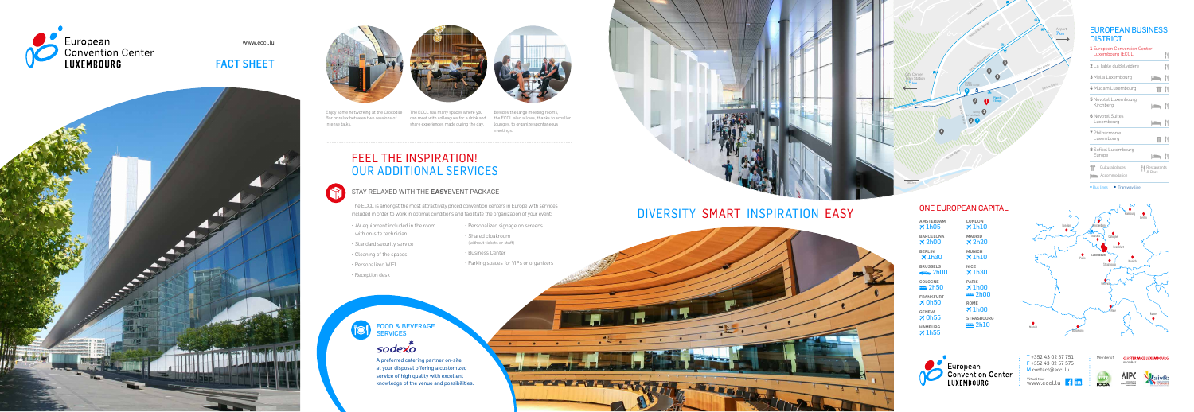European Convention Center LUXEMBOURG

www.eccl.lu

# FACT SHEET

Enjoy some networking at the Crocodile Bar or relax between two sessions of intense talks.

The ECCL has many spaces where you can meet with colleagues for a drink and share experiences made during the day.

Besides the large meeting rooms, the ECCL also allows, thanks to smaller lounges, to organize spontaneous meetings.

## FEEL THE INSPIRATION! OUR ADDITIONAL SERVICES

### STAY RELAXED WITH THE **EASY**EVENT PACKAGE

The ECCL is amongst the most attractively priced convention centers in Europe with services included in order to work in optimal conditions and facilitate the organization of your event:

- AV equipment included in the room with on-site technician
- Standard security service
- Cleaning of the spaces
- Personalized WIFI
- Reception desk
- Personalized signage on screens
- Shared cloakroom (without tickets or staff)
- Business Center
- Parking spaces for VIPs or organizers

### FOOD & BEVERAGE SERVICES

sodexo

A preferred catering partner on-site at your disposal offering a customized service of high quality with excellent knowledge of the venue and possibilities.

# DIVERSITY SMART INSPIRATION EASY

## EUROPEAN BUSINESS DISTRICT

1. European Convention Center Luxembourg (ECCL)
2. La Table du Belvédère
3. Meliá Luxembourg
4. Mudam Luxembourg
5. Novotel Luxembourg Kirchberg
6. Novotel Suites Luxembourg
7. Philharmonie Luxembourg
8. Sofitel Luxembourg Europe

Cultural places · Accommodation · Restaurants & Bars

• Bus stops • Tramway line

City Center Train Station 3,5km

Airport 7km

## ONE EUROPEAN CAPITAL

| | |
|---|---|
| AMSTERDAM ✈ 1h05 | LONDON ✈ 1h10 |
| BARCELONA ✈ 2h00 | MADRID ✈ 2h20 |
| BERLIN ✈ 1h30 | MUNICH ✈ 1h10 |
| BRUSSELS 🚆 2h00 | NICE ✈ 1h30 |
| COLOGNE 🚆 2h50 | PARIS ✈ 1h00 🚆 2h00 |
| FRANKFURT ✈ 0h50 | ROME ✈ 1h00 |
| GENEVA ✈ 0h55 | STRASBOURG 🚆 2h10 |
| HAMBURG ✈ 1h55 | |

European Convention Center LUXEMBOURG

T +352 43 02 57 751
F +352 43 02 57 575
M contact@eccl.lu

Virtual tour
www.eccl.lu

Member of
CLUSTER MICE LUXEMBOURG
ICCA · AIPC · AIVFC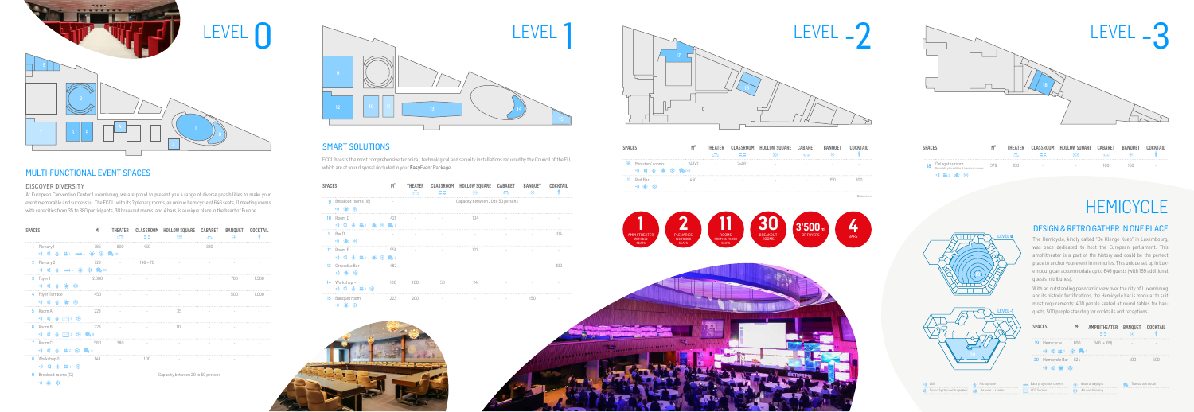# LEVEL 0

## MULTI-FUNCTIONAL EVENT SPACES

### DISCOVER DIVERSITY

At European Convention Center Luxembourg, we are proud to present you a range of diverse possibilities to make your event memorable and successful. The ECCL, with its 2 plenary rooms, an unique hemicycle of 646 seats, 11 meeting rooms with capacities from 35 to 380 participants, 30 breakout rooms, and 4 bars, is a unique place in the heart of Europe.

| SPACES | M² | THEATER | CLASSROOM | HOLLOW SQUARE | CABARET | BANQUET | COCKTAIL |
|---|---|---|---|---|---|---|---|
| 1 Plenary 1 | 785 | 800 | 450 | - | 380 | - | - |
| 2 Plenary 2 | 720 | - | 146 + 70 | - | - | - | - |
| 3 Foyer 1 | 2.600 | - | - | - | - | 700 | 1.500 |
| 4 Foyer Terrace | 450 | - | - | - | - | 500 | 1.000 |
| 5 Room A | 226 | - | - | 35 | - | - | - |
| 6 Room B | 226 | - | - | 101 | - | - | - |
| 7 Room C | 560 | 380 | - | - | - | - | - |
| 8 Workshop 0 | 148 | - | 100 | - | - | - | - |
| 9 Breakout rooms (12) | - | Capacity between 20 to 50 persons | | | | | |

# LEVEL 1

## SMART SOLUTIONS

ECCL boasts the most comprehensive technical, technological and security installations required by the Council of the EU, which are at your disposal (included in your EasyEvent Package).

| SPACES | M² | THEATER | CLASSROOM | HOLLOW SQUARE | CABARET | BANQUET | COCKTAIL |
|---|---|---|---|---|---|---|---|
| 9 Breakout rooms (18) | - | Capacity between 20 to 50 persons | | | | | |
| 10 Room D | 401 | - | - | 104 | - | - | - |
| 11 Bar D | - | - | - | - | - | - | 104 |
| 12 Room E | 551 | - | - | 122 | - | - | - |
| 13 Crocodile Bar | 482 | - | - | - | - | - | 300 |
| 14 Workshop -1 | 130 | 100 | 50 | 24 | - | - | - |
| 15 Banquet room | 223 | 200 | - | - | - | 150 | - |

# LEVEL -2

| SPACES | M² | THEATER | CLASSROOM | HOLLOW SQUARE | CABARET | BANQUET | COCKTAIL |
|---|---|---|---|---|---|---|---|
| 16 Ministers' rooms | 247x2 | - | 2x48* | - | - | - | - |
| 17 Red Bar | 430 | - | - | - | - | 150 | 300 |

*Boardroom

1 AMPHITHEATER WITH 646 SEATS

2 PLENARIES 146 TO 800 SEATS

11 ROOMS FROM 35 TO 380 SEATS

30 BREAKOUT ROOMS

3'500 m² OF FOYERS

4 BARS

# LEVEL -3

| SPACES | M² | THEATER | CLASSROOM | HOLLOW SQUARE | CABARET | BANQUET | COCKTAIL |
|---|---|---|---|---|---|---|---|
| 18 Delegates room (Possibility to split in 3 identical rooms) | 378 | 300 | - | - | 100 | 150 | - |

# HEMICYCLE

## DESIGN & RETRO GATHER IN ONE PLACE

The Hemicycle, kindly called "De Klenge Kueb" in Luxembourg, was once dedicated to host the European parliament. This amphitheater is a part of the history and could be the perfect place to anchor your event in memories. This unique set up in Luxembourg can accommodate up to 646 guests (with 169 additional guests in tribunes).

With an outstanding panoramic view over the city of Luxembourg and its historic fortifications, the Hemicycle bar is modular to suit most requirements: 400 people seated at round tables for banquets, 500 people standing for cocktails and receptions.

LEVEL 0

LEVEL -1

| SPACES | M² | AMPHITHEATER | BANQUET | COCKTAIL |
|---|---|---|---|---|
| 19 Hemicycle | 800 | 646 (+169) | - | - |
| 20 Hemicycle Bar | 524 | - | 400 | 500 |

Wifi · Microphone · Back projection screen · Natural daylight · Translation booth · Sound System with speaker · Beamer + screen · LCD Screen · Air conditioning